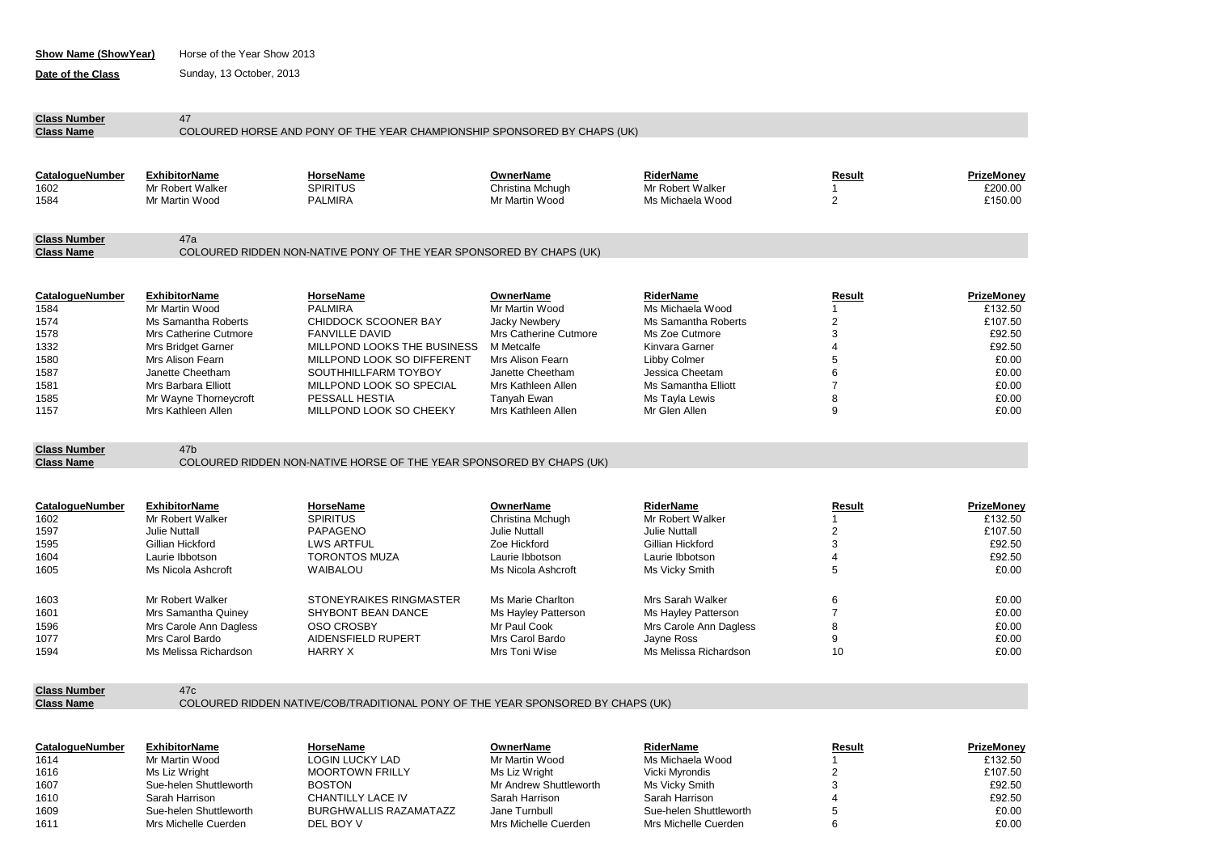**Show Name (ShowYear)** Horse of the Year Show 2013

**Date of the Class** Sunday, 13 October, 2013

**Class Number** 47

**Class Name** COLOURED HORSE AND PONY OF THE YEAR CHAMPIONSHIP SPONSORED BY CHAPS (UK)

| CatalogueNumber | ExhibitorName | HorseName | OwnerName | RiderName | Result | PrizeMoney |
|---|---|---|---|---|---|---|
| 1602 | Mr Robert Walker | SPIRITUS | Christina Mchugh | Mr Robert Walker | 1 | £200.00 |
| 1584 | Mr Martin Wood | PALMIRA | Mr Martin Wood | Ms Michaela Wood | 2 | £150.00 |

**Class Number** 47a

**Class Name** COLOURED RIDDEN NON-NATIVE PONY OF THE YEAR SPONSORED BY CHAPS (UK)

| CatalogueNumber | ExhibitorName | HorseName | OwnerName | RiderName | Result | PrizeMoney |
|---|---|---|---|---|---|---|
| 1584 | Mr Martin Wood | PALMIRA | Mr Martin Wood | Ms Michaela Wood | 1 | £132.50 |
| 1574 | Ms Samantha Roberts | CHIDDOCK SCOONER BAY | Jacky Newbery | Ms Samantha Roberts | 2 | £107.50 |
| 1578 | Mrs Catherine Cutmore | FANVILLE DAVID | Mrs Catherine Cutmore | Ms Zoe Cutmore | 3 | £92.50 |
| 1332 | Mrs Bridget Garner | MILLPOND LOOKS THE BUSINESS | M Metcalfe | Kinvara Garner | 4 | £92.50 |
| 1580 | Mrs Alison Fearn | MILLPOND LOOK SO DIFFERENT | Mrs Alison Fearn | Libby Colmer | 5 | £0.00 |
| 1587 | Janette Cheetham | SOUTHHILLFARM TOYBOY | Janette Cheetham | Jessica Cheetam | 6 | £0.00 |
| 1581 | Mrs Barbara Elliott | MILLPOND LOOK SO SPECIAL | Mrs Kathleen Allen | Ms Samantha Elliott | 7 | £0.00 |
| 1585 | Mr Wayne Thorneycroft | PESSALL HESTIA | Tanyah Ewan | Ms Tayla Lewis | 8 | £0.00 |
| 1157 | Mrs Kathleen Allen | MILLPOND LOOK SO CHEEKY | Mrs Kathleen Allen | Mr Glen Allen | 9 | £0.00 |

**Class Number** 47b

**Class Name** COLOURED RIDDEN NON-NATIVE HORSE OF THE YEAR SPONSORED BY CHAPS (UK)

| CatalogueNumber | ExhibitorName | HorseName | OwnerName | RiderName | Result | PrizeMoney |
|---|---|---|---|---|---|---|
| 1602 | Mr Robert Walker | SPIRITUS | Christina Mchugh | Mr Robert Walker | 1 | £132.50 |
| 1597 | Julie Nuttall | PAPAGENO | Julie Nuttall | Julie Nuttall | 2 | £107.50 |
| 1595 | Gillian Hickford | LWS ARTFUL | Zoe Hickford | Gillian Hickford | 3 | £92.50 |
| 1604 | Laurie Ibbotson | TORONTOS MUZA | Laurie Ibbotson | Laurie Ibbotson | 4 | £92.50 |
| 1605 | Ms Nicola Ashcroft | WAIBALOU | Ms Nicola Ashcroft | Ms Vicky Smith | 5 | £0.00 |
| 1603 | Mr Robert Walker | STONEYRAIKES RINGMASTER | Ms Marie Charlton | Mrs Sarah Walker | 6 | £0.00 |
| 1601 | Mrs Samantha Quiney | SHYBONT BEAN DANCE | Ms Hayley Patterson | Ms Hayley Patterson | 7 | £0.00 |
| 1596 | Mrs Carole Ann Dagless | OSO CROSBY | Mr Paul Cook | Mrs Carole Ann Dagless | 8 | £0.00 |
| 1077 | Mrs Carol Bardo | AIDENSFIELD RUPERT | Mrs Carol Bardo | Jayne Ross | 9 | £0.00 |
| 1594 | Ms Melissa Richardson | HARRY X | Mrs Toni Wise | Ms Melissa Richardson | 10 | £0.00 |

**Class Number** 47c

**Class Name** COLOURED RIDDEN NATIVE/COB/TRADITIONAL PONY OF THE YEAR SPONSORED BY CHAPS (UK)

| CatalogueNumber | ExhibitorName | HorseName | OwnerName | RiderName | Result | PrizeMoney |
|---|---|---|---|---|---|---|
| 1614 | Mr Martin Wood | LOGIN LUCKY LAD | Mr Martin Wood | Ms Michaela Wood | 1 | £132.50 |
| 1616 | Ms Liz Wright | MOORTOWN FRILLY | Ms Liz Wright | Vicki Myrondis | 2 | £107.50 |
| 1607 | Sue-helen Shuttleworth | BOSTON | Mr Andrew Shuttleworth | Ms Vicky Smith | 3 | £92.50 |
| 1610 | Sarah Harrison | CHANTILLY LACE IV | Sarah Harrison | Sarah Harrison | 4 | £92.50 |
| 1609 | Sue-helen Shuttleworth | BURGHWALLIS RAZAMATAZZ | Jane Turnbull | Sue-helen Shuttleworth | 5 | £0.00 |
| 1611 | Mrs Michelle Cuerden | DEL BOY V | Mrs Michelle Cuerden | Mrs Michelle Cuerden | 6 | £0.00 |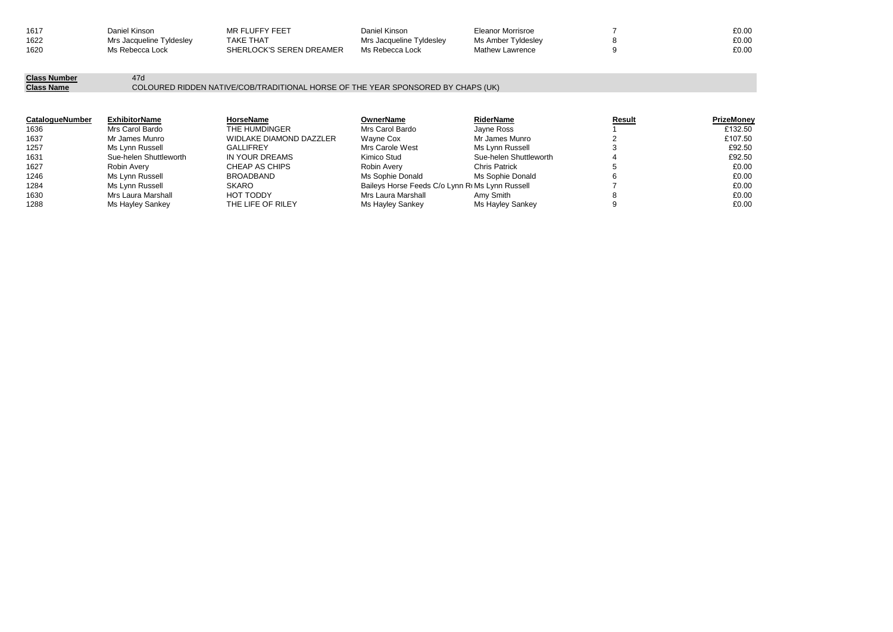| | | | | | | |
|---|---|---|---|---|---|---|
| 1617 | Daniel Kinson | MR FLUFFY FEET | Daniel Kinson | Eleanor Morrisroe | 7 | £0.00 |
| 1622 | Mrs Jacqueline Tyldesley | TAKE THAT | Mrs Jacqueline Tyldesley | Ms Amber Tyldesley | 8 | £0.00 |
| 1620 | Ms Rebecca Lock | SHERLOCK'S SEREN DREAMER | Ms Rebecca Lock | Mathew Lawrence | 9 | £0.00 |

**Class Number** 47d

**Class Name** COLOURED RIDDEN NATIVE/COB/TRADITIONAL HORSE OF THE YEAR SPONSORED BY CHAPS (UK)

| CatalogueNumber | ExhibitorName | HorseName | OwnerName | RiderName | Result | PrizeMoney |
|---|---|---|---|---|---|---|
| 1636 | Mrs Carol Bardo | THE HUMDINGER | Mrs Carol Bardo | Jayne Ross | 1 | £132.50 |
| 1637 | Mr James Munro | WIDLAKE DIAMOND DAZZLER | Wayne Cox | Mr James Munro | 2 | £107.50 |
| 1257 | Ms Lynn Russell | GALLIFREY | Mrs Carole West | Ms Lynn Russell | 3 | £92.50 |
| 1631 | Sue-helen Shuttleworth | IN YOUR DREAMS | Kimico Stud | Sue-helen Shuttleworth | 4 | £92.50 |
| 1627 | Robin Avery | CHEAP AS CHIPS | Robin Avery | Chris Patrick | 5 | £0.00 |
| 1246 | Ms Lynn Russell | BROADBAND | Ms Sophie Donald | Ms Sophie Donald | 6 | £0.00 |
| 1284 | Ms Lynn Russell | SKARO | Baileys Horse Feeds C/o Lynn R | Ms Lynn Russell | 7 | £0.00 |
| 1630 | Mrs Laura Marshall | HOT TODDY | Mrs Laura Marshall | Amy Smith | 8 | £0.00 |
| 1288 | Ms Hayley Sankey | THE LIFE OF RILEY | Ms Hayley Sankey | Ms Hayley Sankey | 9 | £0.00 |